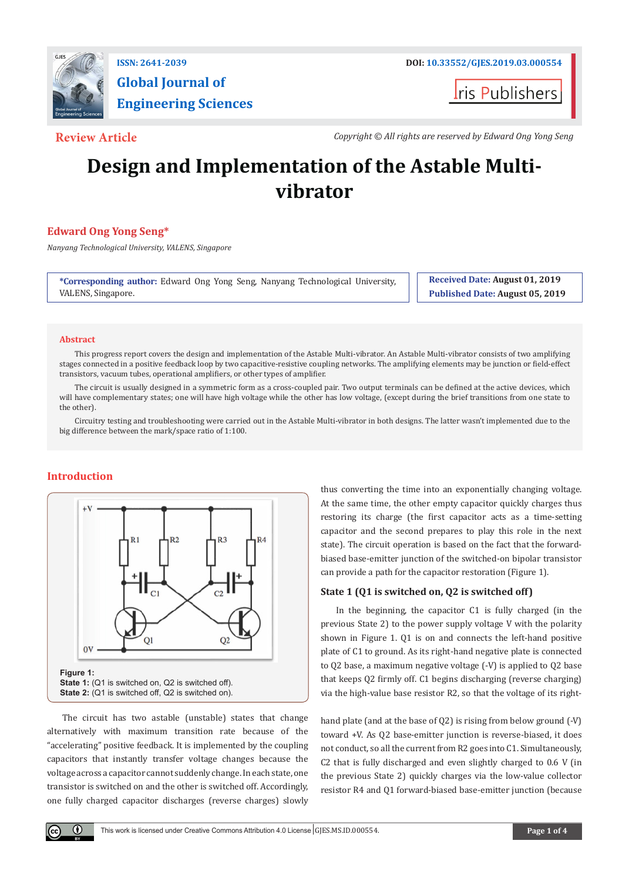# Design and Implementation of the Astable Multi-vibrator

**Review Article**

Copyright © All rights are reserved by Edward Ong Yong Seng

**Edward Ong Yong Seng***

*Nanyang Technological University, VALENS, Singapore*

***Corresponding author:** Edward Ong Yong Seng, Nanyang Technological University, VALENS, Singapore.

**Received Date:** August 01, 2019

**Published Date:** August 05, 2019

## Abstract

This progress report covers the design and implementation of the Astable Multi-vibrator. An Astable Multi-vibrator consists of two amplifying stages connected in a positive feedback loop by two capacitive-resistive coupling networks. The amplifying elements may be junction or field-effect transistors, vacuum tubes, operational amplifiers, or other types of amplifier.

The circuit is usually designed in a symmetric form as a cross-coupled pair. Two output terminals can be defined at the active devices, which will have complementary states; one will have high voltage while the other has low voltage, (except during the brief transitions from one state to the other).

Circuitry testing and troubleshooting were carried out in the Astable Multi-vibrator in both designs. The latter wasn't implemented due to the big difference between the mark/space ratio of 1:100.

## Introduction

**Figure 1:**
**State 1:** (Q1 is switched on, Q2 is switched off).
**State 2:** (Q1 is switched off, Q2 is switched on).

The circuit has two astable (unstable) states that change alternatively with maximum transition rate because of the "accelerating" positive feedback. It is implemented by the coupling capacitors that instantly transfer voltage changes because the voltage across a capacitor cannot suddenly change. In each state, one transistor is switched on and the other is switched off. Accordingly, one fully charged capacitor discharges (reverse charges) slowly thus converting the time into an exponentially changing voltage. At the same time, the other empty capacitor quickly charges thus restoring its charge (the first capacitor acts as a time-setting capacitor and the second prepares to play this role in the next state). The circuit operation is based on the fact that the forward-biased base-emitter junction of the switched-on bipolar transistor can provide a path for the capacitor restoration (Figure 1).

### State 1 (Q1 is switched on, Q2 is switched off)

In the beginning, the capacitor C1 is fully charged (in the previous State 2) to the power supply voltage V with the polarity shown in Figure 1. Q1 is on and connects the left-hand positive plate of C1 to ground. As its right-hand negative plate is connected to Q2 base, a maximum negative voltage (-V) is applied to Q2 base that keeps Q2 firmly off. C1 begins discharging (reverse charging) via the high-value base resistor R2, so that the voltage of its right-hand plate (and at the base of Q2) is rising from below ground (-V) toward +V. As Q2 base-emitter junction is reverse-biased, it does not conduct, so all the current from R2 goes into C1. Simultaneously, C2 that is fully discharged and even slightly charged to 0.6 V (in the previous State 2) quickly charges via the low-value collector resistor R4 and Q1 forward-biased base-emitter junction (because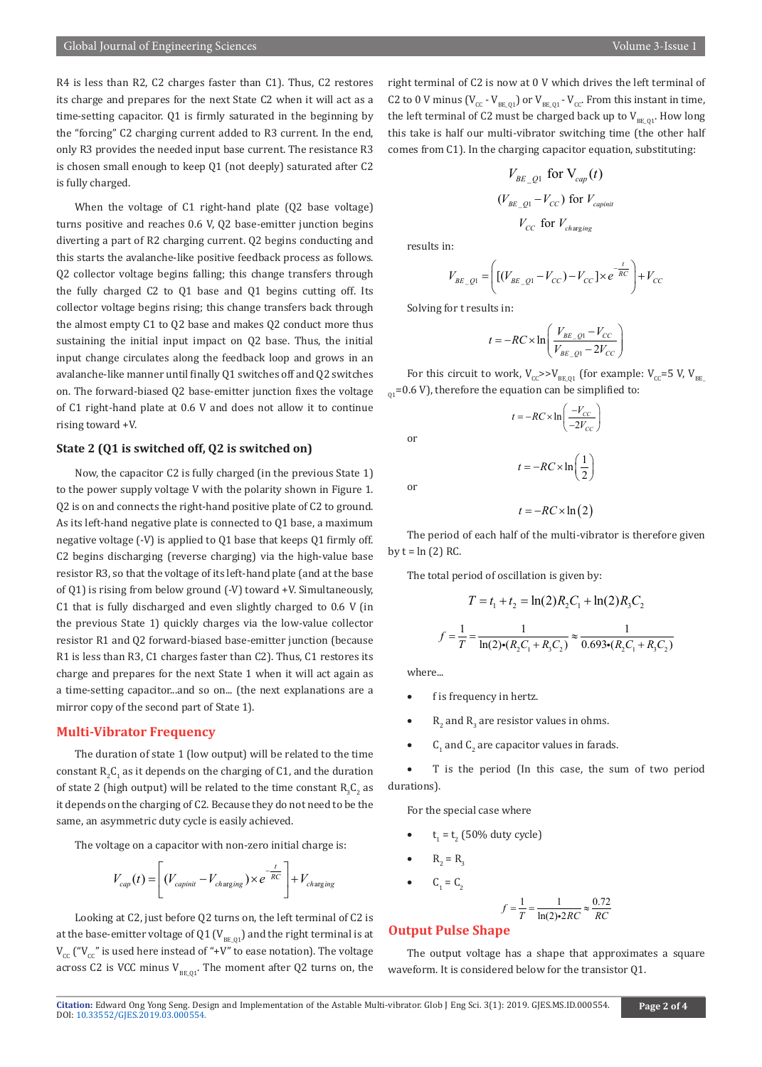R4 is less than R2, C2 charges faster than C1). Thus, C2 restores its charge and prepares for the next State C2 when it will act as a time-setting capacitor. Q1 is firmly saturated in the beginning by the "forcing" C2 charging current added to R3 current. In the end, only R3 provides the needed input base current. The resistance R3 is chosen small enough to keep Q1 (not deeply) saturated after C2 is fully charged.

When the voltage of C1 right-hand plate (Q2 base voltage) turns positive and reaches 0.6 V, Q2 base-emitter junction begins diverting a part of R2 charging current. Q2 begins conducting and this starts the avalanche-like positive feedback process as follows. Q2 collector voltage begins falling; this change transfers through the fully charged C2 to Q1 base and Q1 begins cutting off. Its collector voltage begins rising; this change transfers back through the almost empty C1 to Q2 base and makes Q2 conduct more thus sustaining the initial input impact on Q2 base. Thus, the initial input change circulates along the feedback loop and grows in an avalanche-like manner until finally Q1 switches off and Q2 switches on. The forward-biased Q2 base-emitter junction fixes the voltage of C1 right-hand plate at 0.6 V and does not allow it to continue rising toward +V.

### State 2 (Q1 is switched off, Q2 is switched on)

Now, the capacitor C2 is fully charged (in the previous State 1) to the power supply voltage V with the polarity shown in Figure 1. Q2 is on and connects the right-hand positive plate of C2 to ground. As its left-hand negative plate is connected to Q1 base, a maximum negative voltage (-V) is applied to Q1 base that keeps Q1 firmly off. C2 begins discharging (reverse charging) via the high-value base resistor R3, so that the voltage of its left-hand plate (and at the base of Q1) is rising from below ground (-V) toward +V. Simultaneously, C1 that is fully discharged and even slightly charged to 0.6 V (in the previous State 1) quickly charges via the low-value collector resistor R1 and Q2 forward-biased base-emitter junction (because R1 is less than R3, C1 charges faster than C2). Thus, C1 restores its charge and prepares for the next State 1 when it will act again as a time-setting capacitor...and so on... (the next explanations are a mirror copy of the second part of State 1).

## Multi-Vibrator Frequency

The duration of state 1 (low output) will be related to the time constant $R_2C_1$ as it depends on the charging of C1, and the duration of state 2 (high output) will be related to the time constant $R_3C_2$ as it depends on the charging of C2. Because they do not need to be the same, an asymmetric duty cycle is easily achieved.

The voltage on a capacitor with non-zero initial charge is:

$$V_{cap}(t) = \left[ (V_{capinit} - V_{charging}) \times e^{-\frac{t}{RC}} \right] + V_{charging}$$

Looking at C2, just before Q2 turns on, the left terminal of C2 is at the base-emitter voltage of Q1 ($V_{BE\_Q1}$) and the right terminal is at $V_{CC}$ ("$V_{CC}$" is used here instead of "+V" to ease notation). The voltage across C2 is VCC minus $V_{BE\_Q1}$. The moment after Q2 turns on, the right terminal of C2 is now at 0 V which drives the left terminal of C2 to 0 V minus ($V_{CC} - V_{BE\_Q1}$) or $V_{BE\_Q1} - V_{CC}$. From this instant in time, the left terminal of C2 must be charged back up to $V_{BE\_Q1}$. How long this take is half our multi-vibrator switching time (the other half comes from C1). In the charging capacitor equation, substituting:

$$V_{BE\_Q1} \text{ for } V_{cap}(t)$$

$$(V_{BE\_Q1} - V_{CC}) \text{ for } V_{capinit}$$

$$V_{CC} \text{ for } V_{charging}$$

results in:

$$V_{BE\_Q1} = \left( [(V_{BE\_Q1} - V_{CC}) - V_{CC}] \times e^{-\frac{t}{RC}} \right) + V_{CC}$$

Solving for t results in:

$$t = -RC \times \ln\left( \frac{V_{BE\_Q1} - V_{CC}}{V_{BE\_Q1} - 2V_{CC}} \right)$$

For this circuit to work, $V_{CC} >> V_{BE\_Q1}$ (for example: $V_{CC}$=5 V, $V_{BE\_Q1}$=0.6 V), therefore the equation can be simplified to:

$$t = -RC \times \ln\left( \frac{-V_{CC}}{-2V_{CC}} \right)$$

or

$$t = -RC \times \ln\left( \frac{1}{2} \right)$$

or

$$t = -RC \times \ln(2)$$

The period of each half of the multi-vibrator is therefore given by t = ln (2) RC.

The total period of oscillation is given by:

$$T = t_1 + t_2 = \ln(2)R_2C_1 + \ln(2)R_3C_2$$

$$f = \frac{1}{T} = \frac{1}{\ln(2) \cdot (R_2C_1 + R_3C_2)} \approx \frac{1}{0.693 \cdot (R_2C_1 + R_3C_2)}$$

where...

- f is frequency in hertz.
- $R_2$ and $R_3$ are resistor values in ohms.
- $C_1$ and $C_2$ are capacitor values in farads.
- T is the period (In this case, the sum of two period durations).

For the special case where

- $t_1 = t_2$ (50% duty cycle)
- $R_2 = R_3$
- $C_1 = C_2$

$$f = \frac{1}{T} = \frac{1}{\ln(2) \cdot 2RC} \approx \frac{0.72}{RC}$$

## Output Pulse Shape

The output voltage has a shape that approximates a square waveform. It is considered below for the transistor Q1.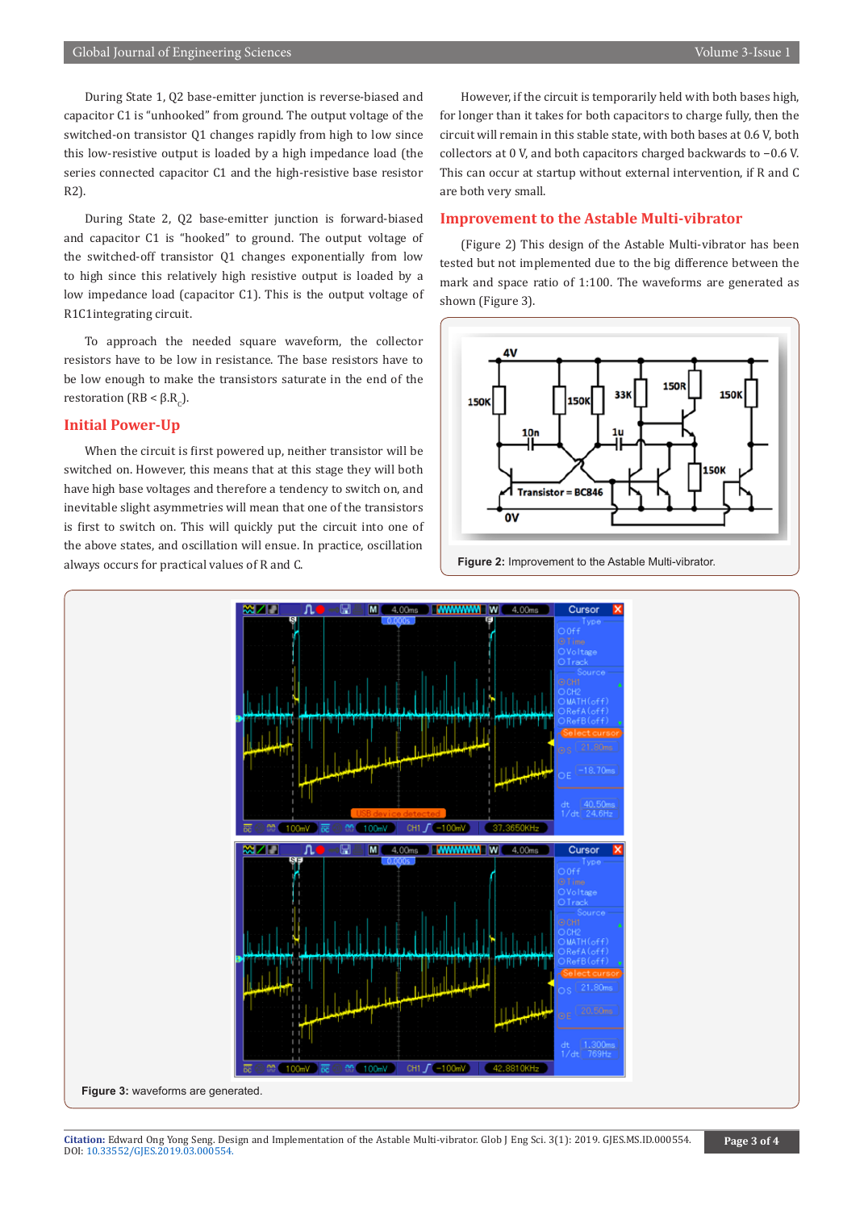During State 1, Q2 base-emitter junction is reverse-biased and capacitor C1 is "unhooked" from ground. The output voltage of the switched-on transistor Q1 changes rapidly from high to low since this low-resistive output is loaded by a high impedance load (the series connected capacitor C1 and the high-resistive base resistor R2).

During State 2, Q2 base-emitter junction is forward-biased and capacitor C1 is "hooked" to ground. The output voltage of the switched-off transistor Q1 changes exponentially from low to high since this relatively high resistive output is loaded by a low impedance load (capacitor C1). This is the output voltage of R1C1integrating circuit.

To approach the needed square waveform, the collector resistors have to be low in resistance. The base resistors have to be low enough to make the transistors saturate in the end of the restoration ($R_B < \beta.R_C$).

## Initial Power-Up

When the circuit is first powered up, neither transistor will be switched on. However, this means that at this stage they will both have high base voltages and therefore a tendency to switch on, and inevitable slight asymmetries will mean that one of the transistors is first to switch on. This will quickly put the circuit into one of the above states, and oscillation will ensue. In practice, oscillation always occurs for practical values of R and C.

However, if the circuit is temporarily held with both bases high, for longer than it takes for both capacitors to charge fully, then the circuit will remain in this stable state, with both bases at 0.6 V, both collectors at 0 V, and both capacitors charged backwards to −0.6 V. This can occur at startup without external intervention, if R and C are both very small.

## Improvement to the Astable Multi-vibrator

(Figure 2) This design of the Astable Multi-vibrator has been tested but not implemented due to the big difference between the mark and space ratio of 1:100. The waveforms are generated as shown (Figure 3).

**Figure 2:** Improvement to the Astable Multi-vibrator.

**Figure 3:** waveforms are generated.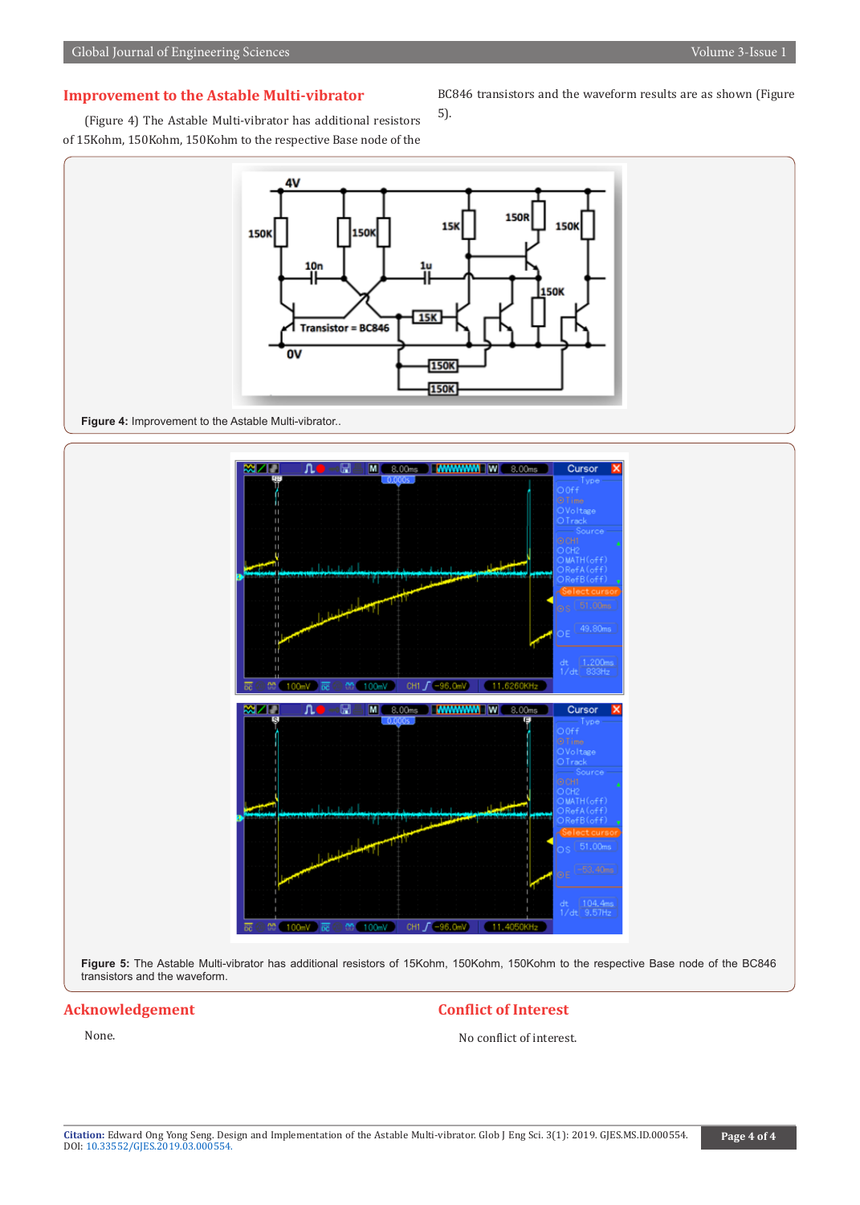## Improvement to the Astable Multi-vibrator

(Figure 4) The Astable Multi-vibrator has additional resistors of 15Kohm, 150Kohm, 150Kohm to the respective Base node of the BC846 transistors and the waveform results are as shown (Figure 5).

4V
150K
150K
150K
10n
1u
15K
150R
150K
150K
15K
Transistor = BC846
0V
150K
150K

**Figure 4:** Improvement to the Astable Multi-vibrator..

Cursor
Type
Off
Time
Voltage
Track
Source
CH1
CH2
MATH(off)
RefA(off)
RefB(off)
Select cursor
S 51.00ms
E 49.80ms
dt 1.200ms
1/dt 833Hz
M 8.00ms
W 8.00ms
0.000s
100mV
100mV
CH1 -96.0mV
11.6260KHz

Cursor
Type
Off
Time
Voltage
Track
Source
CH1
CH2
MATH(off)
RefA(off)
RefB(off)
Select cursor
S 51.00ms
E -53.40ms
dt 104.4ms
1/dt 9.57Hz
M 8.00ms
W 8.00ms
0.000s
100mV
100mV
CH1 -96.0mV
11.4050KHz

**Figure 5:** The Astable Multi-vibrator has additional resistors of 15Kohm, 150Kohm, 150Kohm to the respective Base node of the BC846 transistors and the waveform.

## Acknowledgement

None.

## Conflict of Interest

No conflict of interest.

**Citation:** Edward Ong Yong Seng. Design and Implementation of the Astable Multi-vibrator. Glob J Eng Sci. 3(1): 2019. GJES.MS.ID.000554. DOI: 10.33552/GJES.2019.03.000554.